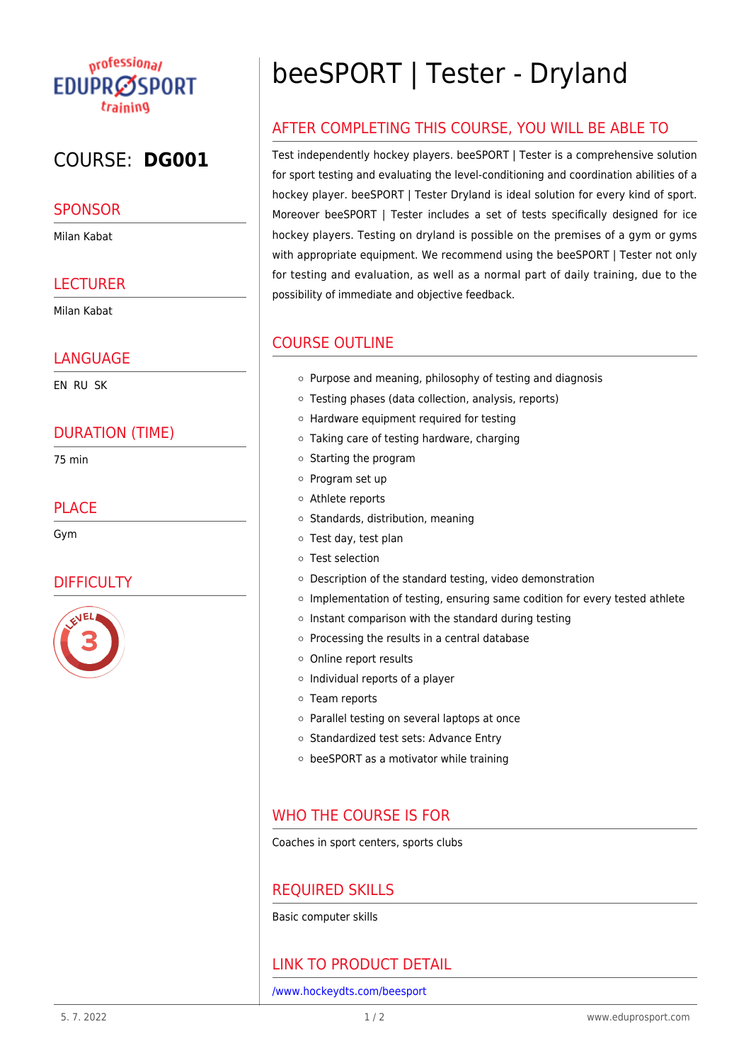professional EDUPROSPORT training

COURSE: **DG001**

## SPONSOR

Milan Kabat

## LECTURER

Milan Kabat

## LANGUAGE

EN RU SK

## DURATION (TIME)

75 min

## PLACE

Gym

## DIFFICULTY

LEVEL 3

# beeSPORT | Tester - Dryland

## AFTER COMPLETING THIS COURSE, YOU WILL BE ABLE TO

Test independently hockey players. beeSPORT | Tester is a comprehensive solution for sport testing and evaluating the level-conditioning and coordination abilities of a hockey player. beeSPORT | Tester Dryland is ideal solution for every kind of sport. Moreover beeSPORT | Tester includes a set of tests specifically designed for ice hockey players. Testing on dryland is possible on the premises of a gym or gyms with appropriate equipment. We recommend using the beeSPORT | Tester not only for testing and evaluation, as well as a normal part of daily training, due to the possibility of immediate and objective feedback.

## COURSE OUTLINE

- Purpose and meaning, philosophy of testing and diagnosis
- Testing phases (data collection, analysis, reports)
- Hardware equipment required for testing
- Taking care of testing hardware, charging
- Starting the program
- Program set up
- Athlete reports
- Standards, distribution, meaning
- Test day, test plan
- Test selection
- Description of the standard testing, video demonstration
- Implementation of testing, ensuring same codition for every tested athlete
- Instant comparison with the standard during testing
- Processing the results in a central database
- Online report results
- Individual reports of a player
- Team reports
- Parallel testing on several laptops at once
- Standardized test sets: Advance Entry
- beeSPORT as a motivator while training

## WHO THE COURSE IS FOR

Coaches in sport centers, sports clubs

## REQUIRED SKILLS

Basic computer skills

## LINK TO PRODUCT DETAIL

/www.hockeydts.com/beesport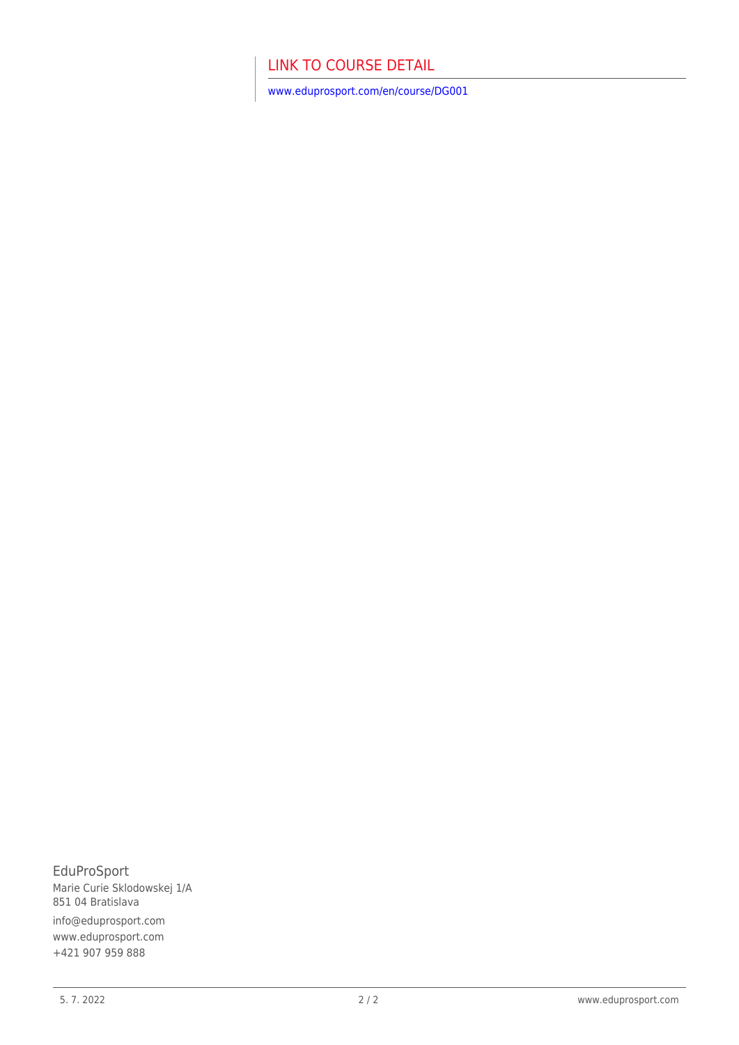## LINK TO COURSE DETAIL

www.eduprosport.com/en/course/DG001

EduProSport
Marie Curie Sklodowskej 1/A
851 04 Bratislava

info@eduprosport.com
www.eduprosport.com
+421 907 959 888